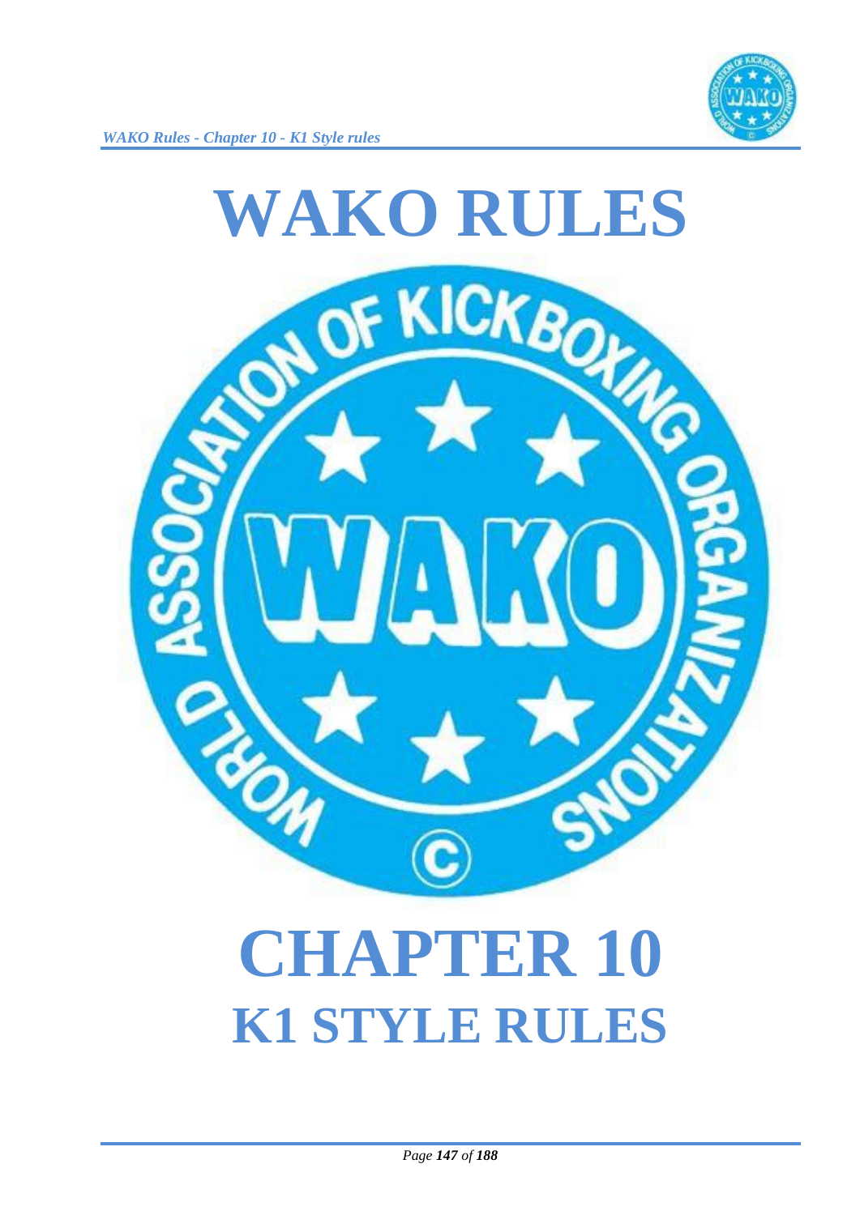# WAKO RULES

# CHAPTER 10

## K1 STYLE RULES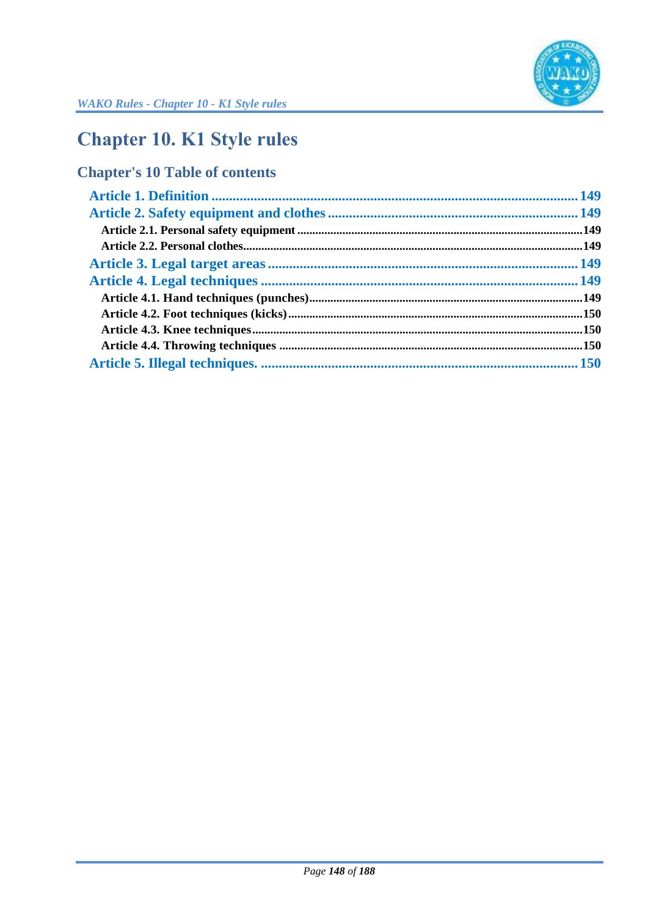# Chapter 10. K1 Style rules

## Chapter's 10 Table of contents

- Article 1. Definition ........................................................................................................ 149
- Article 2. Safety equipment and clothes ...................................................................... 149
  - Article 2.1. Personal safety equipment ............................................................................................149
  - Article 2.2. Personal clothes...............................................................................................................149
- Article 3. Legal target areas ........................................................................................ 149
- Article 4. Legal techniques .......................................................................................... 149
  - Article 4.1. Hand techniques (punches)..........................................................................................149
  - Article 4.2. Foot techniques (kicks)..................................................................................................150
  - Article 4.3. Knee techniques..............................................................................................................150
  - Article 4.4. Throwing techniques .....................................................................................................150
- Article 5. Illegal techniques. .......................................................................................... 150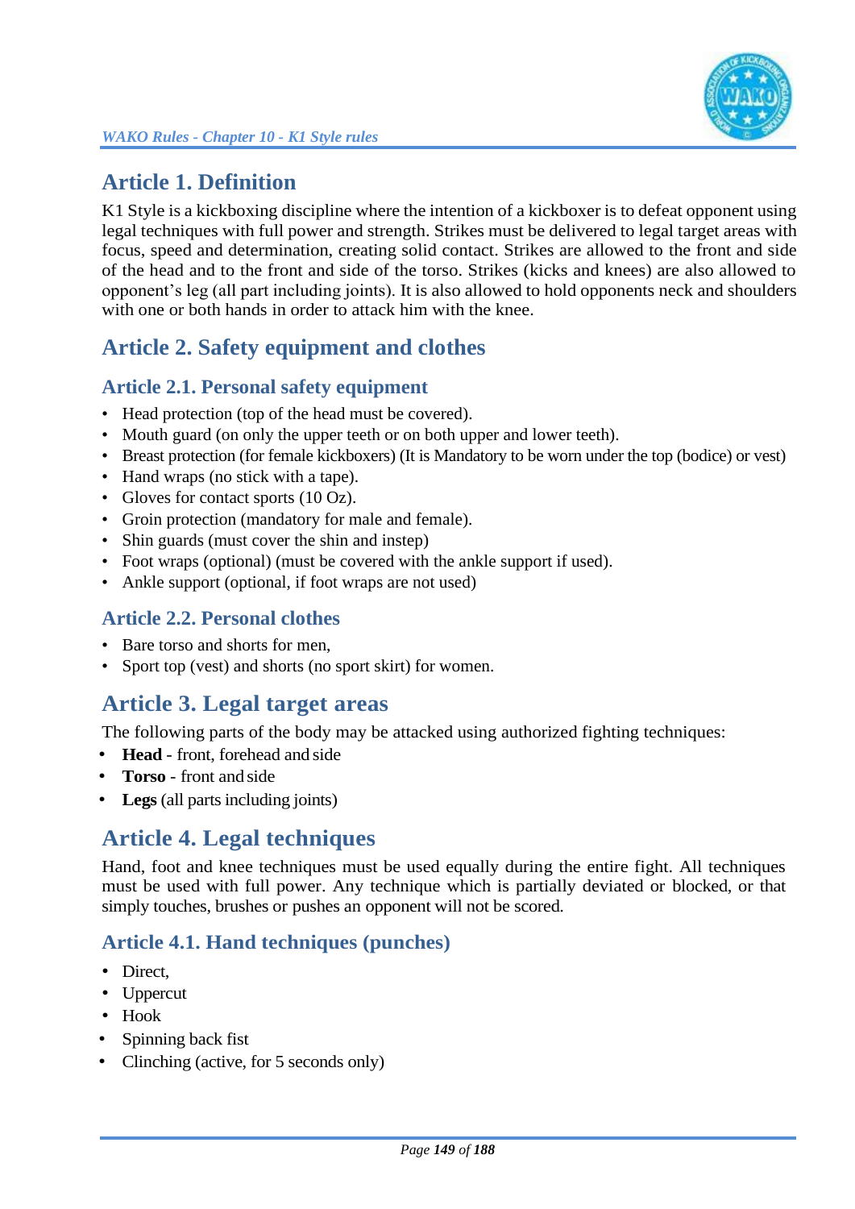# Article 1. Definition

K1 Style is a kickboxing discipline where the intention of a kickboxer is to defeat opponent using legal techniques with full power and strength. Strikes must be delivered to legal target areas with focus, speed and determination, creating solid contact. Strikes are allowed to the front and side of the head and to the front and side of the torso. Strikes (kicks and knees) are also allowed to opponent's leg (all part including joints). It is also allowed to hold opponents neck and shoulders with one or both hands in order to attack him with the knee.

# Article 2. Safety equipment and clothes

## Article 2.1. Personal safety equipment

- Head protection (top of the head must be covered).
- Mouth guard (on only the upper teeth or on both upper and lower teeth).
- Breast protection (for female kickboxers) (It is Mandatory to be worn under the top (bodice) or vest)
- Hand wraps (no stick with a tape).
- Gloves for contact sports (10 Oz).
- Groin protection (mandatory for male and female).
- Shin guards (must cover the shin and instep)
- Foot wraps (optional) (must be covered with the ankle support if used).
- Ankle support (optional, if foot wraps are not used)

## Article 2.2. Personal clothes

- Bare torso and shorts for men,
- Sport top (vest) and shorts (no sport skirt) for women.

# Article 3. Legal target areas

The following parts of the body may be attacked using authorized fighting techniques:

- **Head** - front, forehead and side
- **Torso** - front and side
- **Legs** (all parts including joints)

# Article 4. Legal techniques

Hand, foot and knee techniques must be used equally during the entire fight. All techniques must be used with full power. Any technique which is partially deviated or blocked, or that simply touches, brushes or pushes an opponent will not be scored.

## Article 4.1. Hand techniques (punches)

- Direct,
- Uppercut
- Hook
- Spinning back fist
- Clinching (active, for 5 seconds only)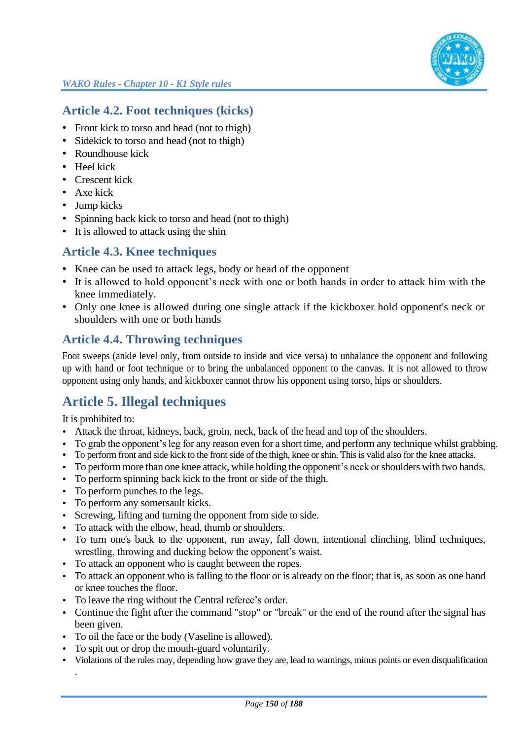## Article 4.2. Foot techniques (kicks)

- Front kick to torso and head (not to thigh)
- Sidekick to torso and head (not to thigh)
- Roundhouse kick
- Heel kick
- Crescent kick
- Axe kick
- Jump kicks
- Spinning back kick to torso and head (not to thigh)
- It is allowed to attack using the shin

## Article 4.3. Knee techniques

- Knee can be used to attack legs, body or head of the opponent
- It is allowed to hold opponent's neck with one or both hands in order to attack him with the knee immediately.
- Only one knee is allowed during one single attack if the kickboxer hold opponent's neck or shoulders with one or both hands

## Article 4.4. Throwing techniques

Foot sweeps (ankle level only, from outside to inside and vice versa) to unbalance the opponent and following up with hand or foot technique or to bring the unbalanced opponent to the canvas. It is not allowed to throw opponent using only hands, and kickboxer cannot throw his opponent using torso, hips or shoulders.

# Article 5. Illegal techniques

It is prohibited to:

- Attack the throat, kidneys, back, groin, neck, back of the head and top of the shoulders.
- To grab the opponent's leg for any reason even for a short time, and perform any technique whilst grabbing.
- To perform front and side kick to the front side of the thigh, knee or shin. This is valid also for the knee attacks.
- To perform more than one knee attack, while holding the opponent's neck or shoulders with two hands.
- To perform spinning back kick to the front or side of the thigh.
- To perform punches to the legs.
- To perform any somersault kicks.
- Screwing, lifting and turning the opponent from side to side.
- To attack with the elbow, head, thumb or shoulders.
- To turn one's back to the opponent, run away, fall down, intentional clinching, blind techniques, wrestling, throwing and ducking below the opponent's waist.
- To attack an opponent who is caught between the ropes.
- To attack an opponent who is falling to the floor or is already on the floor; that is, as soon as one hand or knee touches the floor.
- To leave the ring without the Central referee's order.
- Continue the fight after the command "stop" or "break" or the end of the round after the signal has been given.
- To oil the face or the body (Vaseline is allowed).
- To spit out or drop the mouth-guard voluntarily.
- Violations of the rules may, depending how grave they are, lead to warnings, minus points or even disqualification .